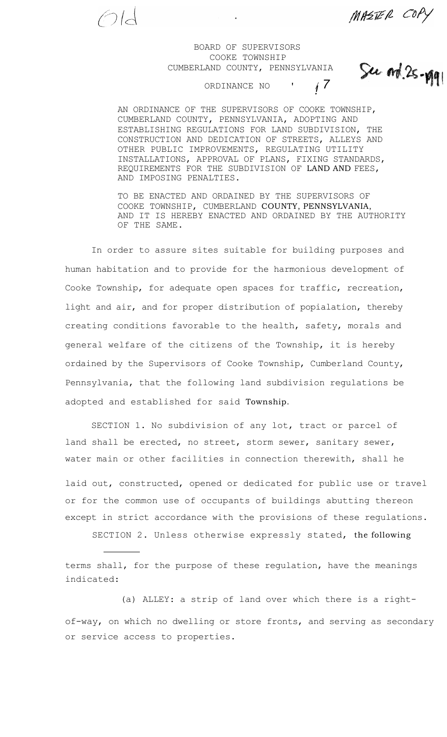Old

MASTER COPY

BOARD OF SUPERVISORS
COOKE TOWNSHIP
CUMBERLAND COUNTY, PENNSYLVANIA

See Ord. 25-1991

ORDINANCE NO. 17

AN ORDINANCE OF THE SUPERVISORS OF COOKE TOWNSHIP, CUMBERLAND COUNTY, PENNSYLVANIA, ADOPTING AND ESTABLISHING REGULATIONS FOR LAND SUBDIVISION, THE CONSTRUCTION AND DEDICATION OF STREETS, ALLEYS AND OTHER PUBLIC IMPROVEMENTS, REGULATING UTILITY INSTALLATIONS, APPROVAL OF PLANS, FIXING STANDARDS, REQUIREMENTS FOR THE SUBDIVISION OF LAND AND FEES, AND IMPOSING PENALTIES.

TO BE ENACTED AND ORDAINED BY THE SUPERVISORS OF COOKE TOWNSHIP, CUMBERLAND COUNTY, PENNSYLVANIA, AND IT IS HEREBY ENACTED AND ORDAINED BY THE AUTHORITY OF THE SAME.

In order to assure sites suitable for building purposes and human habitation and to provide for the harmonious development of Cooke Township, for adequate open spaces for traffic, recreation, light and air, and for proper distribution of popialation, thereby creating conditions favorable to the health, safety, morals and general welfare of the citizens of the Township, it is hereby ordained by the Supervisors of Cooke Township, Cumberland County, Pennsylvania, that the following land subdivision regulations be adopted and established for said Township.

SECTION 1. No subdivision of any lot, tract or parcel of land shall be erected, no street, storm sewer, sanitary sewer, water main or other facilities in connection therewith, shall he laid out, constructed, opened or dedicated for public use or travel or for the common use of occupants of buildings abutting thereon except in strict accordance with the provisions of these regulations.

SECTION 2. Unless otherwise expressly stated, the following terms shall, for the purpose of these regulation, have the meanings indicated:

(a) ALLEY: a strip of land over which there is a right-of-way, on which no dwelling or store fronts, and serving as secondary or service access to properties.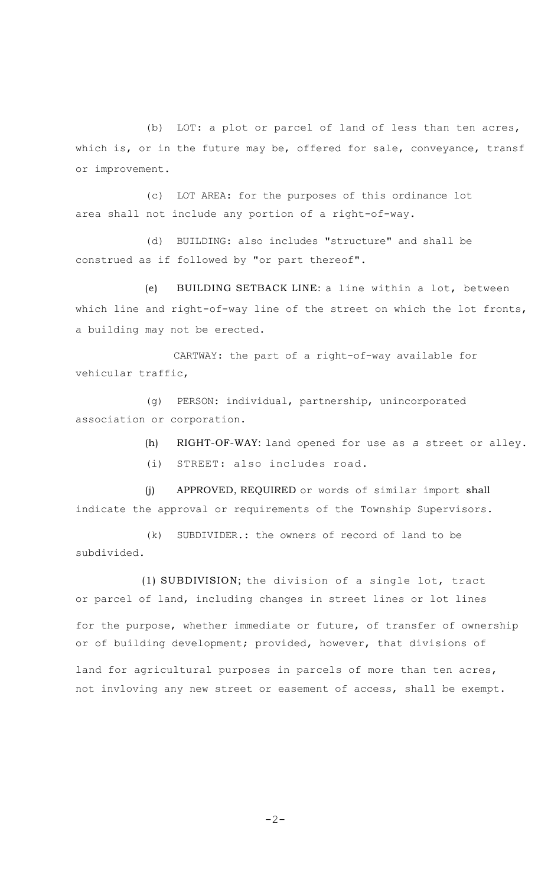(b) LOT: a plot or parcel of land of less than ten acres, which is, or in the future may be, offered for sale, conveyance, transf or improvement.

(c) LOT AREA: for the purposes of this ordinance lot area shall not include any portion of a right-of-way.

(d) BUILDING: also includes "structure" and shall be construed as if followed by "or part thereof".

(e) BUILDING SETBACK LINE: a line within a lot, between which line and right-of-way line of the street on which the lot fronts, a building may not be erected.

CARTWAY: the part of a right-of-way available for vehicular traffic,

(g) PERSON: individual, partnership, unincorporated association or corporation.

(h) RIGHT-OF-WAY: land opened for use as *a* street or alley.

(i) STREET: also includes road.

(j) APPROVED, REQUIRED or words of similar import shall indicate the approval or requirements of the Township Supervisors.

(k) SUBDIVIDER.: the owners of record of land to be subdivided.

(1) SUBDIVISION; the division of a single lot, tract or parcel of land, including changes in street lines or lot lines for the purpose, whether immediate or future, of transfer of ownership or of building development; provided, however, that divisions of land for agricultural purposes in parcels of more than ten acres, not invloving any new street or easement of access, shall be exempt.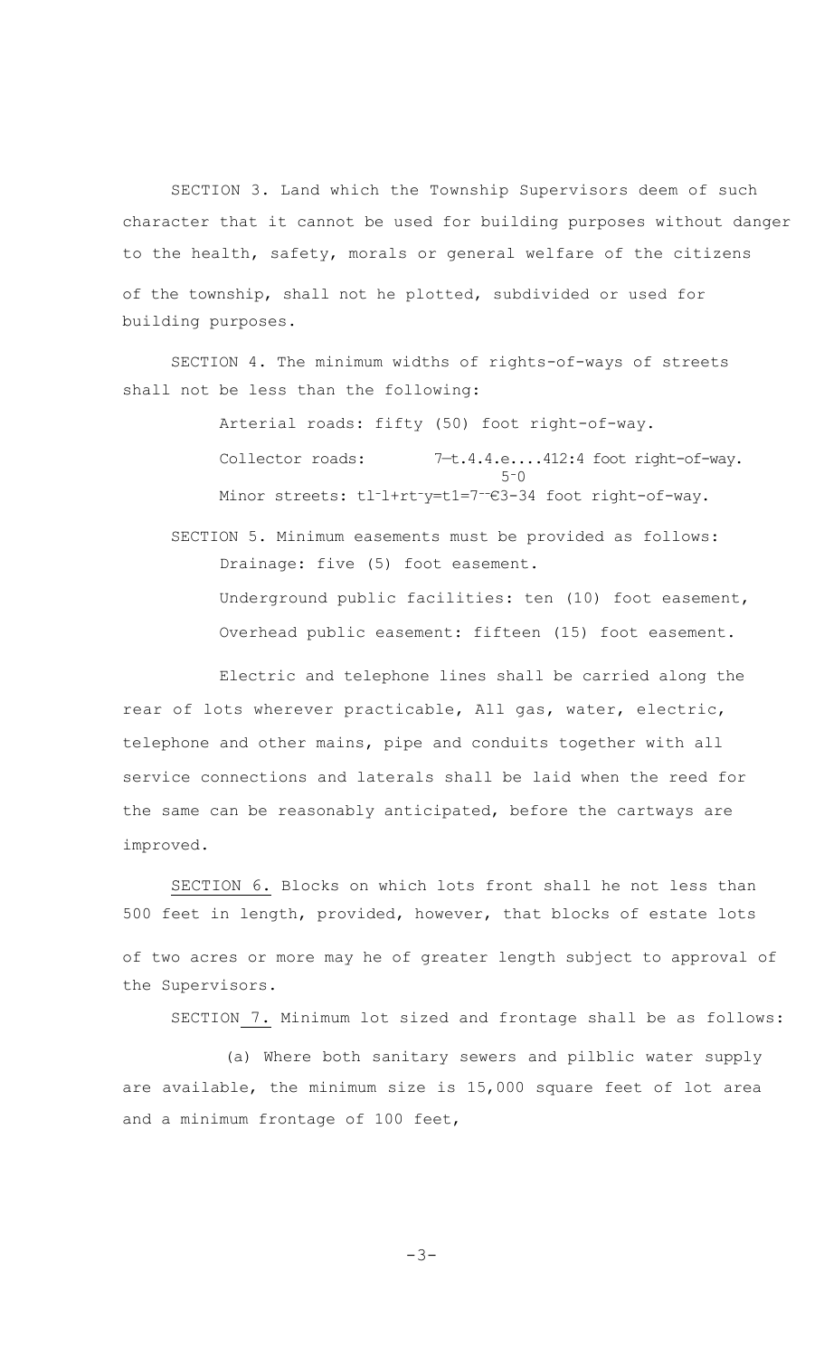SECTION 3. Land which the Township Supervisors deem of such character that it cannot be used for building purposes without danger to the health, safety, morals or general welfare of the citizens of the township, shall not he plotted, subdivided or used for building purposes.

SECTION 4. The minimum widths of rights-of-ways of streets shall not be less than the following:

Arterial roads: fifty (50) foot right-of-way.

Collector roads: 7—t.4.4.e....412:4 foot right-of-way.
5-0

Minor streets: tl-l+rt-y=t1=7--€3-34 foot right-of-way.

SECTION 5. Minimum easements must be provided as follows:

Drainage: five (5) foot easement.

Underground public facilities: ten (10) foot easement,

Overhead public easement: fifteen (15) foot easement.

Electric and telephone lines shall be carried along the rear of lots wherever practicable, All gas, water, electric, telephone and other mains, pipe and conduits together with all service connections and laterals shall be laid when the reed for the same can be reasonably anticipated, before the cartways are improved.

SECTION 6. Blocks on which lots front shall he not less than 500 feet in length, provided, however, that blocks of estate lots of two acres or more may he of greater length subject to approval of the Supervisors.

SECTION 7. Minimum lot sized and frontage shall be as follows:

(a) Where both sanitary sewers and pilblic water supply are available, the minimum size is 15,000 square feet of lot area and a minimum frontage of 100 feet,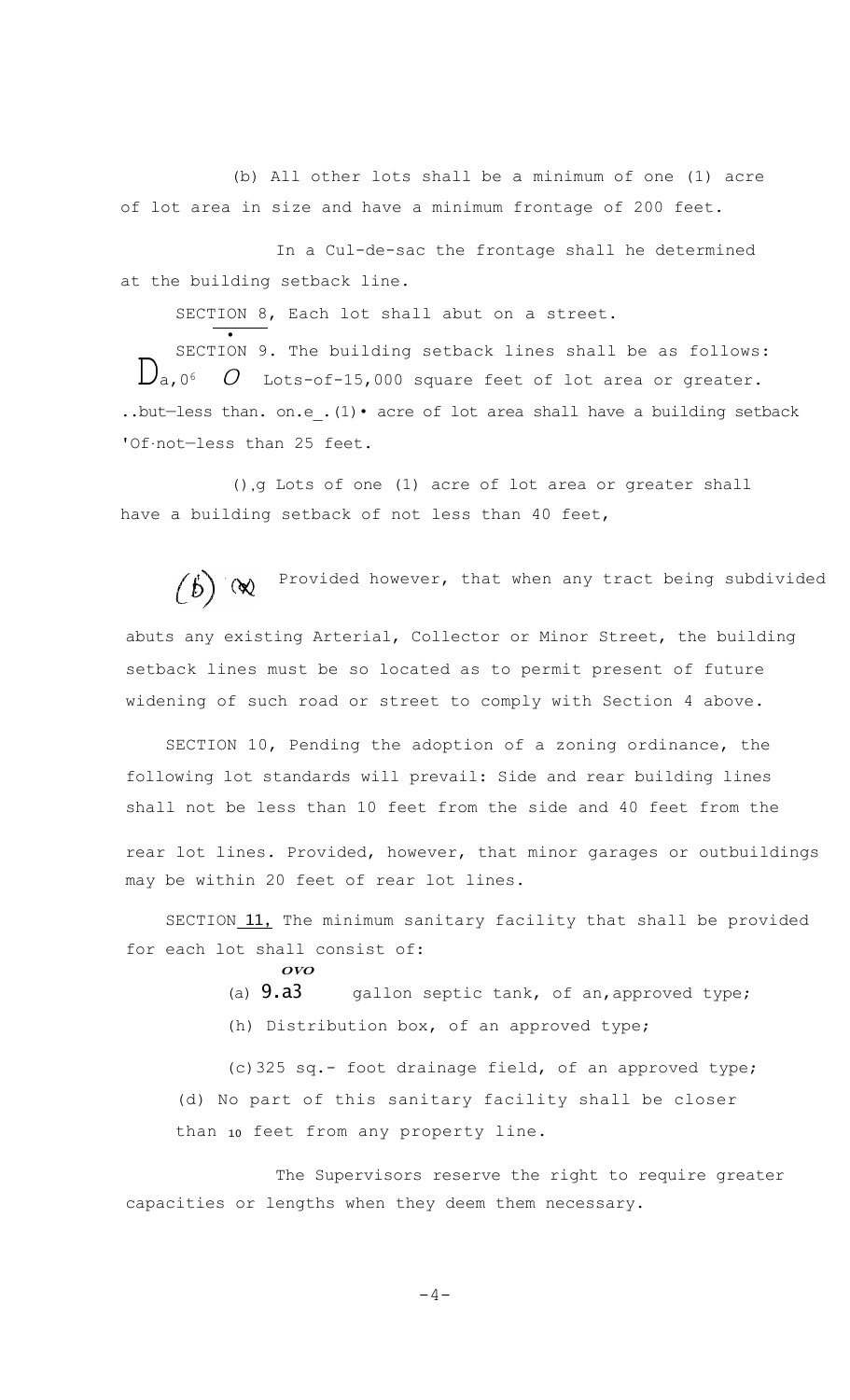(b) All other lots shall be a minimum of one (1) acre of lot area in size and have a minimum frontage of 200 feet.

In a Cul-de-sac the frontage shall he determined at the building setback line.

SECTION 8, Each lot shall abut on a street.

SECTION 9. The building setback lines shall be as follows:

Da,0[6] O Lots-of-15,000 square feet of lot area or greater. ..but—less than. on.e_.(1)• acre of lot area shall have a building setback 'Of·not—less than 25 feet.

(),g Lots of one (1) acre of lot area or greater shall have a building setback of not less than 40 feet,

(b) (x) Provided however, that when any tract being subdivided abuts any existing Arterial, Collector or Minor Street, the building setback lines must be so located as to permit present of future widening of such road or street to comply with Section 4 above.

SECTION 10, Pending the adoption of a zoning ordinance, the following lot standards will prevail: Side and rear building lines shall not be less than 10 feet from the side and 40 feet from the rear lot lines. Provided, however, that minor garages or outbuildings may be within 20 feet of rear lot lines.

SECTION 11, The minimum sanitary facility that shall be provided for each lot shall consist of:

(a) 9.a3 *ovo* gallon septic tank, of an, approved type;

(h) Distribution box, of an approved type;

(c) 325 sq.- foot drainage field, of an approved type;

(d) No part of this sanitary facility shall be closer than 10 feet from any property line.

The Supervisors reserve the right to require greater capacities or lengths when they deem them necessary.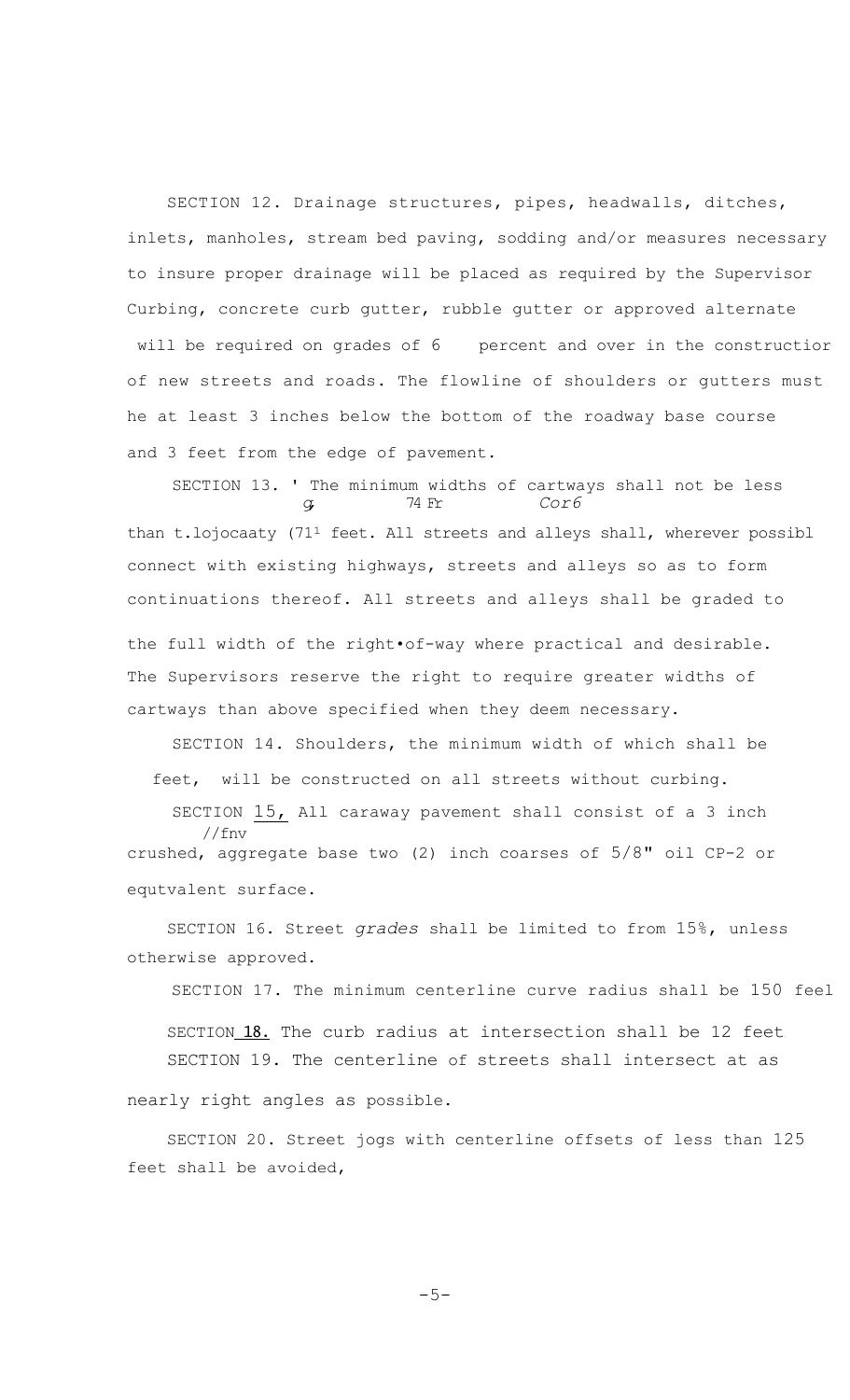SECTION 12. Drainage structures, pipes, headwalls, ditches, inlets, manholes, stream bed paving, sodding and/or measures necessary to insure proper drainage will be placed as required by the Supervisor Curbing, concrete curb gutter, rubble gutter or approved alternate will be required on grades of 6 percent and over in the constructior of new streets and roads. The flowline of shoulders or gutters must he at least 3 inches below the bottom of the roadway base course and 3 feet from the edge of pavement.

SECTION 13. ' The minimum widths of cartways shall not be less than t.lojocaaty (71[1] feet. All streets and alleys shall, wherever possibl connect with existing highways, streets and alleys so as to form continuations thereof. All streets and alleys shall be graded to the full width of the right•of-way where practical and desirable. The Supervisors reserve the right to require greater widths of cartways than above specified when they deem necessary.

SECTION 14. Shoulders, the minimum width of which shall be feet, will be constructed on all streets without curbing.

SECTION 15, All caraway pavement shall consist of a 3 inch crushed, aggregate base two (2) inch coarses of 5/8" oil CP-2 or equtvalent surface.

SECTION 16. Street *grades* shall be limited to from 15%, unless otherwise approved.

SECTION 17. The minimum centerline curve radius shall be 150 feel

SECTION 18. The curb radius at intersection shall be 12 feet

SECTION 19. The centerline of streets shall intersect at as nearly right angles as possible.

SECTION 20. Street jogs with centerline offsets of less than 125 feet shall be avoided,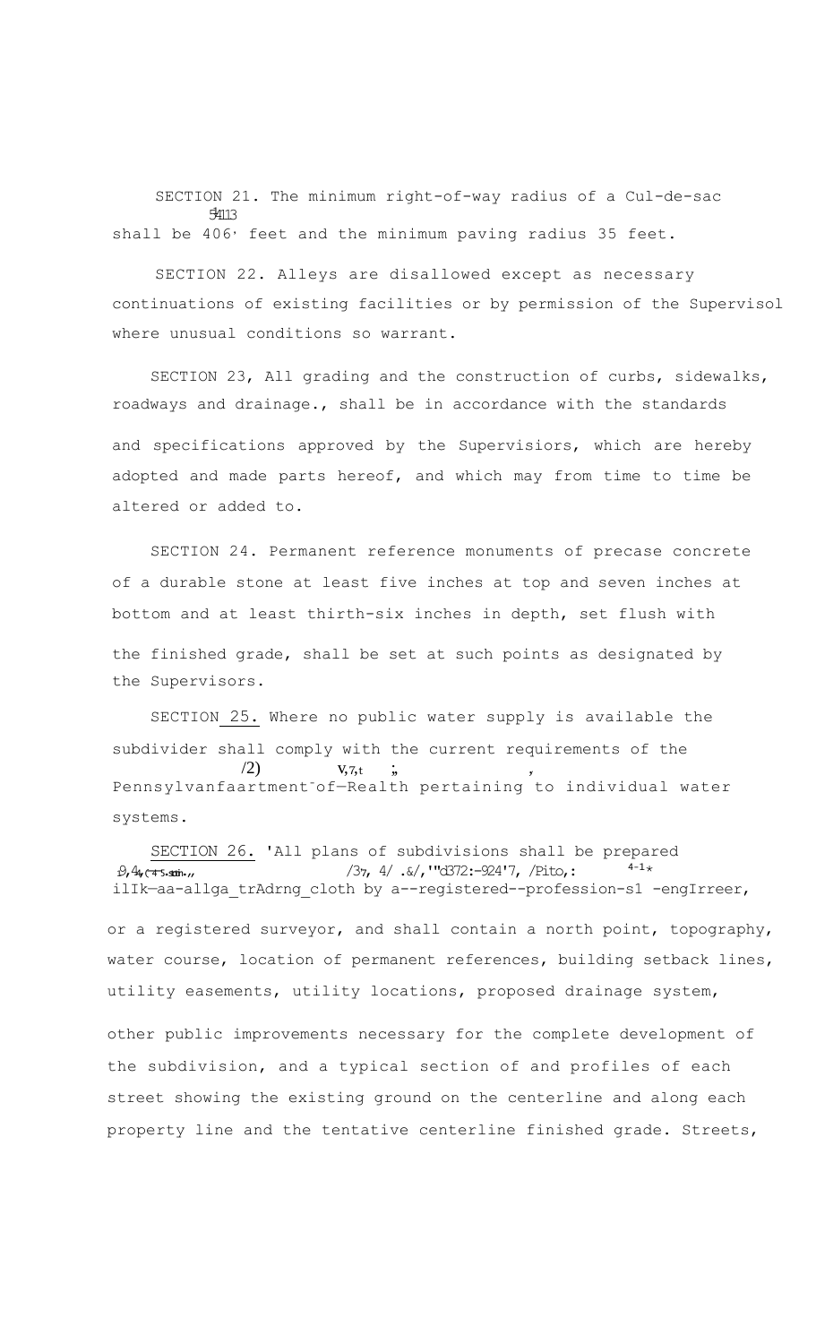SECTION 21. The minimum right-of-way radius of a Cul-de-sac shall be 406' feet and the minimum paving radius 35 feet.

SECTION 22. Alleys are disallowed except as necessary continuations of existing facilities or by permission of the Supervisol where unusual conditions so warrant.

SECTION 23, All grading and the construction of curbs, sidewalks, roadways and drainage., shall be in accordance with the standards and specifications approved by the Supervisiors, which are hereby adopted and made parts hereof, and which may from time to time be altered or added to.

SECTION 24. Permanent reference monuments of precase concrete of a durable stone at least five inches at top and seven inches at bottom and at least thirth-six inches in depth, set flush with the finished grade, shall be set at such points as designated by the Supervisors.

SECTION 25. Where no public water supply is available the subdivider shall comply with the current requirements of the Pennsylvanfaartment-of—Realth pertaining to individual water systems.

SECTION 26. 'All plans of subdivisions shall be prepared ilIk—aa-allga trAdrng cloth by a--registered--profession-s1 -engIrreer, or a registered surveyor, and shall contain a north point, topography, water course, location of permanent references, building setback lines, utility easements, utility locations, proposed drainage system, other public improvements necessary for the complete development of the subdivision, and a typical section of and profiles of each street showing the existing ground on the centerline and along each property line and the tentative centerline finished grade. Streets,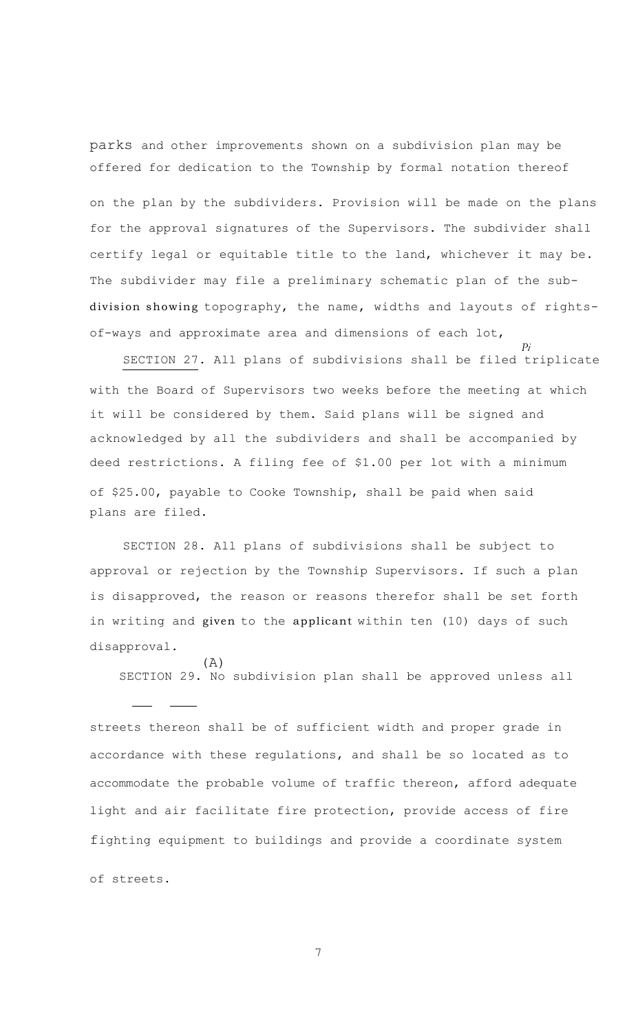parks and other improvements shown on a subdivision plan may be offered for dedication to the Township by formal notation thereof on the plan by the subdividers. Provision will be made on the plans for the approval signatures of the Supervisors. The subdivider shall certify legal or equitable title to the land, whichever it may be. The subdivider may file a preliminary schematic plan of the subdivision showing topography, the name, widths and layouts of rights-of-ways and approximate area and dimensions of each lot,

SECTION 27. All plans of subdivisions shall be filed triplicate with the Board of Supervisors two weeks before the meeting at which it will be considered by them. Said plans will be signed and acknowledged by all the subdividers and shall be accompanied by deed restrictions. A filing fee of $1.00 per lot with a minimum of $25.00, payable to Cooke Township, shall be paid when said plans are filed.

SECTION 28. All plans of subdivisions shall be subject to approval or rejection by the Township Supervisors. If such a plan is disapproved, the reason or reasons therefor shall be set forth in writing and given to the applicant within ten (10) days of such disapproval.

SECTION 29. (A) No subdivision plan shall be approved unless all streets thereon shall be of sufficient width and proper grade in accordance with these regulations, and shall be so located as to accommodate the probable volume of traffic thereon, afford adequate light and air facilitate fire protection, provide access of fire fighting equipment to buildings and provide a coordinate system of streets.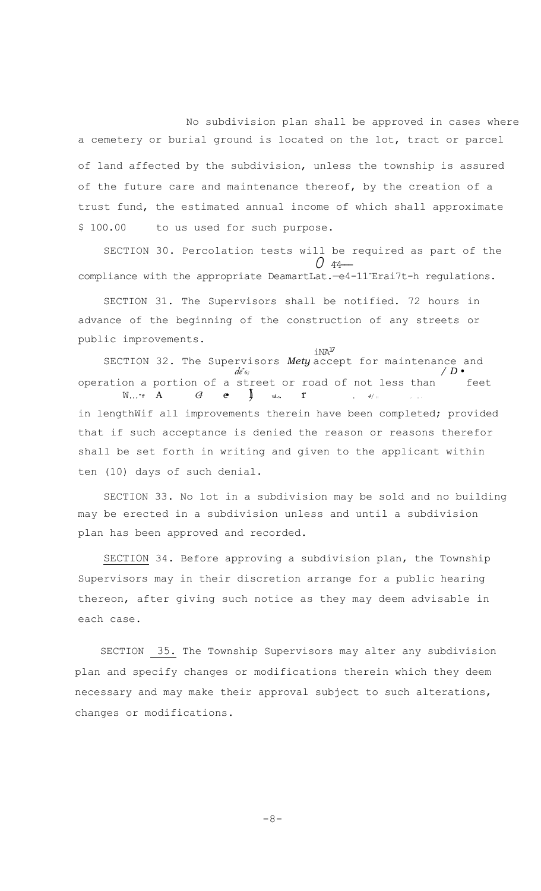No subdivision plan shall be approved in cases where a cemetery or burial ground is located on the lot, tract or parcel of land affected by the subdivision, unless the township is assured of the future care and maintenance thereof, by the creation of a trust fund, the estimated annual income of which shall approximate $ 100.00 to us used for such purpose.

SECTION 30. Percolation tests will be required as part of the compliance with the appropriate DeamartLat.—e4-11¯Erai7t-h regulations.

SECTION 31. The Supervisors shall be notified. 72 hours in advance of the beginning of the construction of any streets or public improvements.

SECTION 32. The Supervisors *Mety* accept for maintenance and operation a portion of a street or road of not less than / D • feet in lengthWif all improvements therein have been completed; provided that if such acceptance is denied the reason or reasons therefor shall be set forth in writing and given to the applicant within ten (10) days of such denial.

SECTION 33. No lot in a subdivision may be sold and no building may be erected in a subdivision unless and until a subdivision plan has been approved and recorded.

SECTION 34. Before approving a subdivision plan, the Township Supervisors may in their discretion arrange for a public hearing thereon, after giving such notice as they may deem advisable in each case.

SECTION 35. The Township Supervisors may alter any subdivision plan and specify changes or modifications therein which they deem necessary and may make their approval subject to such alterations, changes or modifications.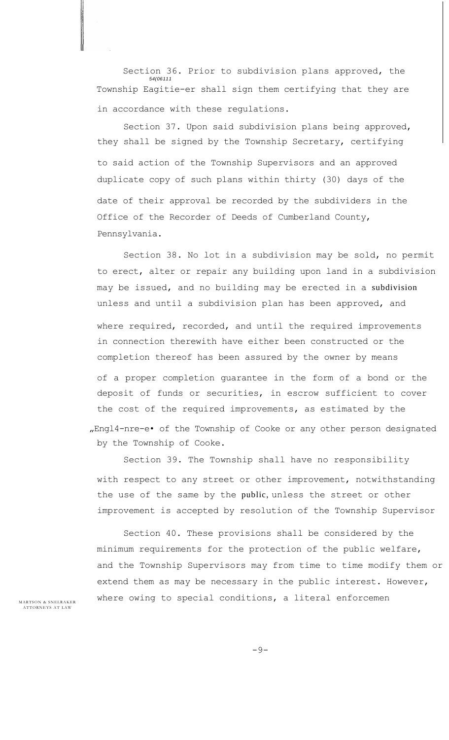Section 36. Prior to subdivision plans approved, the Township Eagitie-er shall sign them certifying that they are in accordance with these regulations.

Section 37. Upon said subdivision plans being approved, they shall be signed by the Township Secretary, certifying to said action of the Township Supervisors and an approved duplicate copy of such plans within thirty (30) days of the date of their approval be recorded by the subdividers in the Office of the Recorder of Deeds of Cumberland County, Pennsylvania.

Section 38. No lot in a subdivision may be sold, no permit to erect, alter or repair any building upon land in a subdivision may be issued, and no building may be erected in a subdivision unless and until a subdivision plan has been approved, and where required, recorded, and until the required improvements in connection therewith have either been constructed or the completion thereof has been assured by the owner by means of a proper completion guarantee in the form of a bond or the deposit of funds or securities, in escrow sufficient to cover the cost of the required improvements, as estimated by the „Engl4-nre-e• of the Township of Cooke or any other person designated by the Township of Cooke.

Section 39. The Township shall have no responsibility with respect to any street or other improvement, notwithstanding the use of the same by the public, unless the street or other improvement is accepted by resolution of the Township Supervisor

Section 40. These provisions shall be considered by the minimum requirements for the protection of the public welfare, and the Township Supervisors may from time to time modify them or extend them as may be necessary in the public interest. However, where owing to special conditions, a literal enforcemen

MARTSON & SNELBAKER
ATTORNEYS AT LAW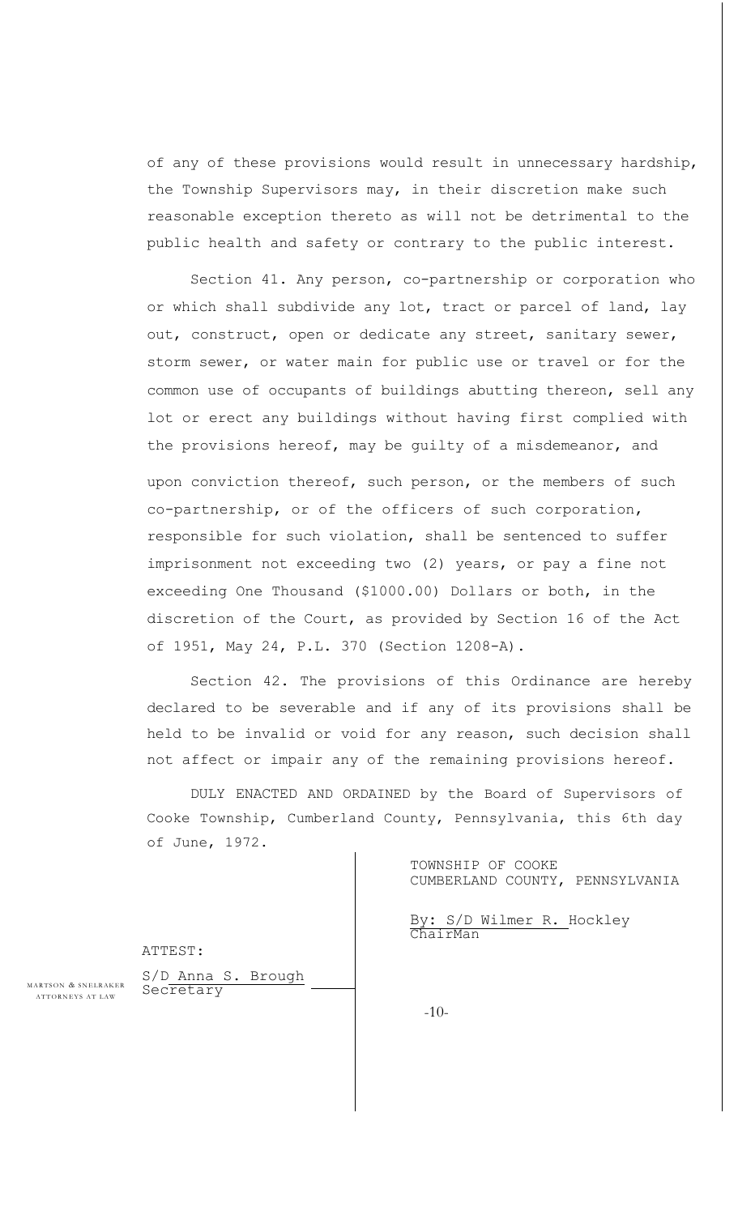of any of these provisions would result in unnecessary hardship, the Township Supervisors may, in their discretion make such reasonable exception thereto as will not be detrimental to the public health and safety or contrary to the public interest.

Section 41. Any person, co-partnership or corporation who or which shall subdivide any lot, tract or parcel of land, lay out, construct, open or dedicate any street, sanitary sewer, storm sewer, or water main for public use or travel or for the common use of occupants of buildings abutting thereon, sell any lot or erect any buildings without having first complied with the provisions hereof, may be guilty of a misdemeanor, and upon conviction thereof, such person, or the members of such co-partnership, or of the officers of such corporation, responsible for such violation, shall be sentenced to suffer imprisonment not exceeding two (2) years, or pay a fine not exceeding One Thousand ($1000.00) Dollars or both, in the discretion of the Court, as provided by Section 16 of the Act of 1951, May 24, P.L. 370 (Section 1208-A).

Section 42. The provisions of this Ordinance are hereby declared to be severable and if any of its provisions shall be held to be invalid or void for any reason, such decision shall not affect or impair any of the remaining provisions hereof.

DULY ENACTED AND ORDAINED by the Board of Supervisors of Cooke Township, Cumberland County, Pennsylvania, this 6th day of June, 1972.

TOWNSHIP OF COOKE
CUMBERLAND COUNTY, PENNSYLVANIA

By: S/D Wilmer R. Hockley
ChairMan

ATTEST:

S/D Anna S. Brough
Secretary

MARTSON & SNELBAKER
ATTORNEYS AT LAW